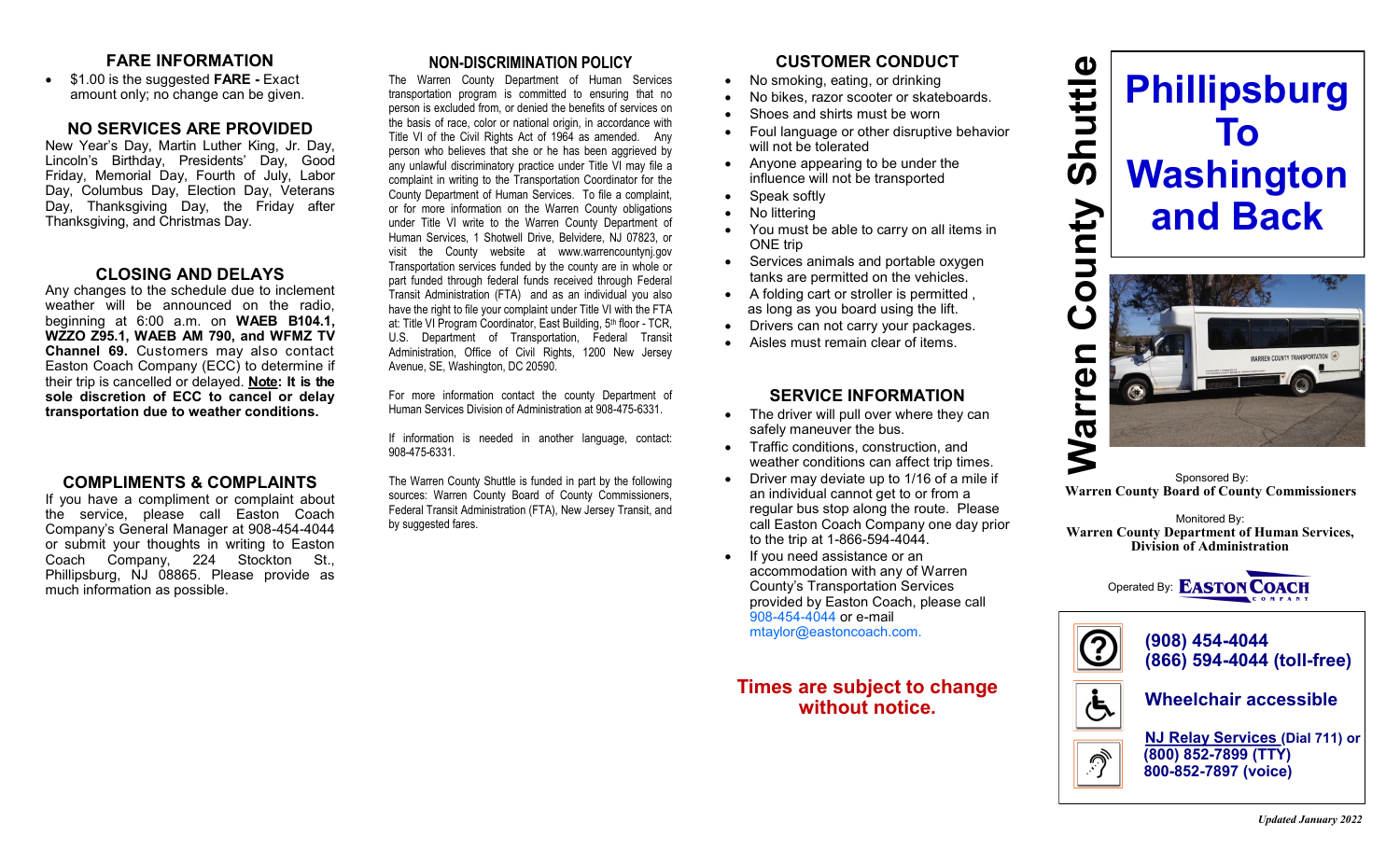## FARE INFORMATION

- $1.00 is the suggested **FARE -** Exact amount only; no change can be given.

## NO SERVICES ARE PROVIDED

New Year's Day, Martin Luther King, Jr. Day, Lincoln's Birthday, Presidents' Day, Good Friday, Memorial Day, Fourth of July, Labor Day, Columbus Day, Election Day, Veterans Day, Thanksgiving Day, the Friday after Thanksgiving, and Christmas Day.

## CLOSING AND DELAYS

Any changes to the schedule due to inclement weather will be announced on the radio, beginning at 6:00 a.m. on **WAEB B104.1, WZZO Z95.1, WAEB AM 790, and WFMZ TV Channel 69.** Customers may also contact Easton Coach Company (ECC) to determine if their trip is cancelled or delayed. **Note: It is the sole discretion of ECC to cancel or delay transportation due to weather conditions.**

## COMPLIMENTS & COMPLAINTS

If you have a compliment or complaint about the service, please call Easton Coach Company's General Manager at 908-454-4044 or submit your thoughts in writing to Easton Coach Company, 224 Stockton St., Phillipsburg, NJ 08865. Please provide as much information as possible.

## NON-DISCRIMINATION POLICY

The Warren County Department of Human Services transportation program is committed to ensuring that no person is excluded from, or denied the benefits of services on the basis of race, color or national origin, in accordance with Title VI of the Civil Rights Act of 1964 as amended. Any person who believes that she or he has been aggrieved by any unlawful discriminatory practice under Title VI may file a complaint in writing to the Transportation Coordinator for the County Department of Human Services. To file a complaint, or for more information on the Warren County obligations under Title VI write to the Warren County Department of Human Services, 1 Shotwell Drive, Belvidere, NJ 07823, or visit the County website at www.warrencountynj.gov Transportation services funded by the county are in whole or part funded through federal funds received through Federal Transit Administration (FTA) and as an individual you also have the right to file your complaint under Title VI with the FTA at: Title VI Program Coordinator, East Building, 5th floor - TCR, U.S. Department of Transportation, Federal Transit Administration, Office of Civil Rights, 1200 New Jersey Avenue, SE, Washington, DC 20590.

For more information contact the county Department of Human Services Division of Administration at 908-475-6331.

If information is needed in another language, contact: 908-475-6331.

The Warren County Shuttle is funded in part by the following sources: Warren County Board of County Commissioners, Federal Transit Administration (FTA), New Jersey Transit, and by suggested fares.

## CUSTOMER CONDUCT

- No smoking, eating, or drinking
- No bikes, razor scooter or skateboards.
- Shoes and shirts must be worn
- Foul language or other disruptive behavior will not be tolerated
- Anyone appearing to be under the influence will not be transported
- Speak softly
- No littering
- You must be able to carry on all items in ONE trip
- Services animals and portable oxygen tanks are permitted on the vehicles.
- A folding cart or stroller is permitted , as long as you board using the lift.
- Drivers can not carry your packages.
- Aisles must remain clear of items.

## SERVICE INFORMATION

- The driver will pull over where they can safely maneuver the bus.
- Traffic conditions, construction, and weather conditions can affect trip times.
- Driver may deviate up to 1/16 of a mile if an individual cannot get to or from a regular bus stop along the route. Please call Easton Coach Company one day prior to the trip at 1-866-594-4044.
- If you need assistance or an accommodation with any of Warren County's Transportation Services provided by Easton Coach, please call 908-454-4044 or e-mail mtaylor@eastoncoach.com.

**Times are subject to change without notice.**

# Warren County Shuttle

# Phillipsburg To Washington and Back

Sponsored By:
**Warren County Board of County Commissioners**

Monitored By:
**Warren County Department of Human Services, Division of Administration**

Operated By: EASTON COACH COMPANY

**(908) 454-4044**
**(866) 594-4044 (toll-free)**

**Wheelchair accessible**

**NJ Relay Services (Dial 711) or**
**(800) 852-7899 (TTY)**
**800-852-7897 (voice)**

*Updated January 2022*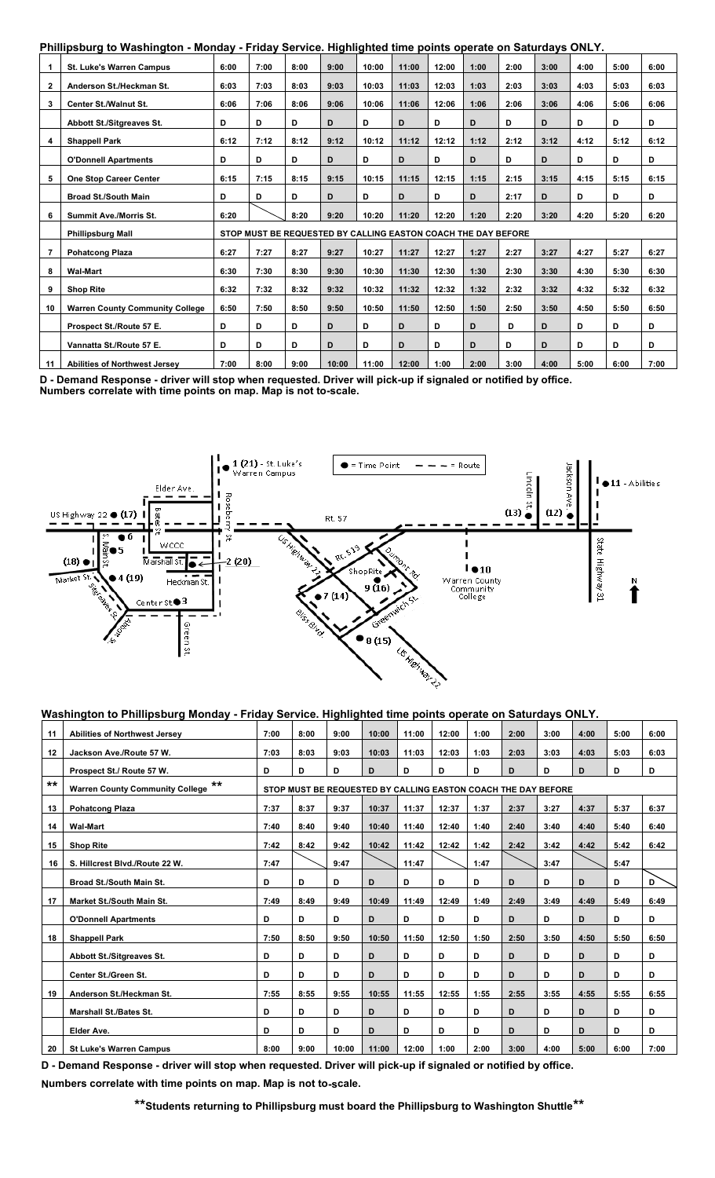### Phillipsburg to Washington - Monday - Friday Service. Highlighted time points operate on Saturdays ONLY.

| | | | | | | | | | | | | | | |
|---|---|---|---|---|---|---|---|---|---|---|---|---|---|---|
| 1 | St. Luke's Warren Campus | 6:00 | 7:00 | 8:00 | 9:00 | 10:00 | 11:00 | 12:00 | 1:00 | 2:00 | 3:00 | 4:00 | 5:00 | 6:00 |
| 2 | Anderson St./Heckman St. | 6:03 | 7:03 | 8:03 | 9:03 | 10:03 | 11:03 | 12:03 | 1:03 | 2:03 | 3:03 | 4:03 | 5:03 | 6:03 |
| 3 | Center St./Walnut St. | 6:06 | 7:06 | 8:06 | 9:06 | 10:06 | 11:06 | 12:06 | 1:06 | 2:06 | 3:06 | 4:06 | 5:06 | 6:06 |
| | Abbott St./Sitgreaves St. | D | D | D | D | D | D | D | D | D | D | D | D | D |
| 4 | Shappell Park | 6:12 | 7:12 | 8:12 | 9:12 | 10:12 | 11:12 | 12:12 | 1:12 | 2:12 | 3:12 | 4:12 | 5:12 | 6:12 |
| | O'Donnell Apartments | D | D | D | D | D | D | D | D | D | D | D | D | D |
| 5 | One Stop Career Center | 6:15 | 7:15 | 8:15 | 9:15 | 10:15 | 11:15 | 12:15 | 1:15 | 2:15 | 3:15 | 4:15 | 5:15 | 6:15 |
| | Broad St./South Main | D | D | D | D | D | D | D | D | 2:17 | D | D | D | D |
| 6 | Summit Ave./Morris St. | 6:20 | | 8:20 | 9:20 | 10:20 | 11:20 | 12:20 | 1:20 | 2:20 | 3:20 | 4:20 | 5:20 | 6:20 |
| | Phillipsburg Mall | STOP MUST BE REQUESTED BY CALLING EASTON COACH THE DAY BEFORE | | | | | | | | | | | | |
| 7 | Pohatcong Plaza | 6:27 | 7:27 | 8:27 | 9:27 | 10:27 | 11:27 | 12:27 | 1:27 | 2:27 | 3:27 | 4:27 | 5:27 | 6:27 |
| 8 | Wal-Mart | 6:30 | 7:30 | 8:30 | 9:30 | 10:30 | 11:30 | 12:30 | 1:30 | 2:30 | 3:30 | 4:30 | 5:30 | 6:30 |
| 9 | Shop Rite | 6:32 | 7:32 | 8:32 | 9:32 | 10:32 | 11:32 | 12:32 | 1:32 | 2:32 | 3:32 | 4:32 | 5:32 | 6:32 |
| 10 | Warren County Community College | 6:50 | 7:50 | 8:50 | 9:50 | 10:50 | 11:50 | 12:50 | 1:50 | 2:50 | 3:50 | 4:50 | 5:50 | 6:50 |
| | Prospect St./Route 57 E. | D | D | D | D | D | D | D | D | D | D | D | D | D |
| | Vannatta St./Route 57 E. | D | D | D | D | D | D | D | D | D | D | D | D | D |
| 11 | Abilities of Northwest Jersey | 7:00 | 8:00 | 9:00 | 10:00 | 11:00 | 12:00 | 1:00 | 2:00 | 3:00 | 4:00 | 5:00 | 6:00 | 7:00 |

**D - Demand Response - driver will stop when requested. Driver will pick-up if signaled or notified by office.**
**Numbers correlate with time points on map. Map is not to-scale.**

● = Time Point — — — = Route

1 (21) - St. Luke's Warren Campus
11 - Abilities
US Highway 22 ● (17)
Elder Ave.
Bates St.
Roseberry St.
Rt. 57
● 6
● 5
S. Main St.
WCCC
(18) ●
Marshall St.
2 (20)
Market St.
● 4 (19)
Heckman St.
Sitgreaves St.
Center St ● 3
Abbott St.
Green St.
US Highway 22
Rt. 519
Dumont Rd
ShopRite
9 (16)
7 (14)
Bliss Blvd.
Greenwich St.
8 (15)
US Highway 22
● 10 Warren County Community College
Lincoln St.
Jackson Ave.
(13)
(12)
State Highway 31
N

### Washington to Phillipsburg Monday - Friday Service. Highlighted time points operate on Saturdays ONLY.

| | | | | | | | | | | | | | | |
|---|---|---|---|---|---|---|---|---|---|---|---|---|---|---|
| 11 | Abilities of Northwest Jersey | 7:00 | 8:00 | 9:00 | 10:00 | 11:00 | 12:00 | 1:00 | 2:00 | 3:00 | 4:00 | 5:00 | 6:00 | |
| 12 | Jackson Ave./Route 57 W. | 7:03 | 8:03 | 9:03 | 10:03 | 11:03 | 12:03 | 1:03 | 2:03 | 3:03 | 4:03 | 5:03 | 6:03 | |
| | Prospect St./ Route 57 W. | D | D | D | D | D | D | D | D | D | D | D | D | |
| ** | Warren County Community College ** | STOP MUST BE REQUESTED BY CALLING EASTON COACH THE DAY BEFORE | | | | | | | | | | | | |
| 13 | Pohatcong Plaza | 7:37 | 8:37 | 9:37 | 10:37 | 11:37 | 12:37 | 1:37 | 2:37 | 3:27 | 4:37 | 5:37 | 6:37 | |
| 14 | Wal-Mart | 7:40 | 8:40 | 9:40 | 10:40 | 11:40 | 12:40 | 1:40 | 2:40 | 3:40 | 4:40 | 5:40 | 6:40 | |
| 15 | Shop Rite | 7:42 | 8:42 | 9:42 | 10:42 | 11:42 | 12:42 | 1:42 | 2:42 | 3:42 | 4:42 | 5:42 | 6:42 | |
| 16 | S. Hillcrest Blvd./Route 22 W. | 7:47 | | 9:47 | | 11:47 | | 1:47 | | 3:47 | | 5:47 | | |
| | Broad St./South Main St. | D | D | D | D | D | D | D | D | D | D | D | D | |
| 17 | Market St./South Main St. | 7:49 | 8:49 | 9:49 | 10:49 | 11:49 | 12:49 | 1:49 | 2:49 | 3:49 | 4:49 | 5:49 | 6:49 | |
| | O'Donnell Apartments | D | D | D | D | D | D | D | D | D | D | D | D | |
| 18 | Shappell Park | 7:50 | 8:50 | 9:50 | 10:50 | 11:50 | 12:50 | 1:50 | 2:50 | 3:50 | 4:50 | 5:50 | 6:50 | |
| | Abbott St./Sitgreaves St. | D | D | D | D | D | D | D | D | D | D | D | D | |
| | Center St./Green St. | D | D | D | D | D | D | D | D | D | D | D | D | |
| 19 | Anderson St./Heckman St. | 7:55 | 8:55 | 9:55 | 10:55 | 11:55 | 12:55 | 1:55 | 2:55 | 3:55 | 4:55 | 5:55 | 6:55 | |
| | Marshall St./Bates St. | D | D | D | D | D | D | D | D | D | D | D | D | |
| | Elder Ave. | D | D | D | D | D | D | D | D | D | D | D | D | |
| 20 | St Luke's Warren Campus | 8:00 | 9:00 | 10:00 | 11:00 | 12:00 | 1:00 | 2:00 | 3:00 | 4:00 | 5:00 | 6:00 | 7:00 | |

**D - Demand Response - driver will stop when requested. Driver will pick-up if signaled or notified by office.**
**Numbers correlate with time points on map. Map is not to-scale.**

****Students returning to Phillipsburg must board the Phillipsburg to Washington Shuttle****